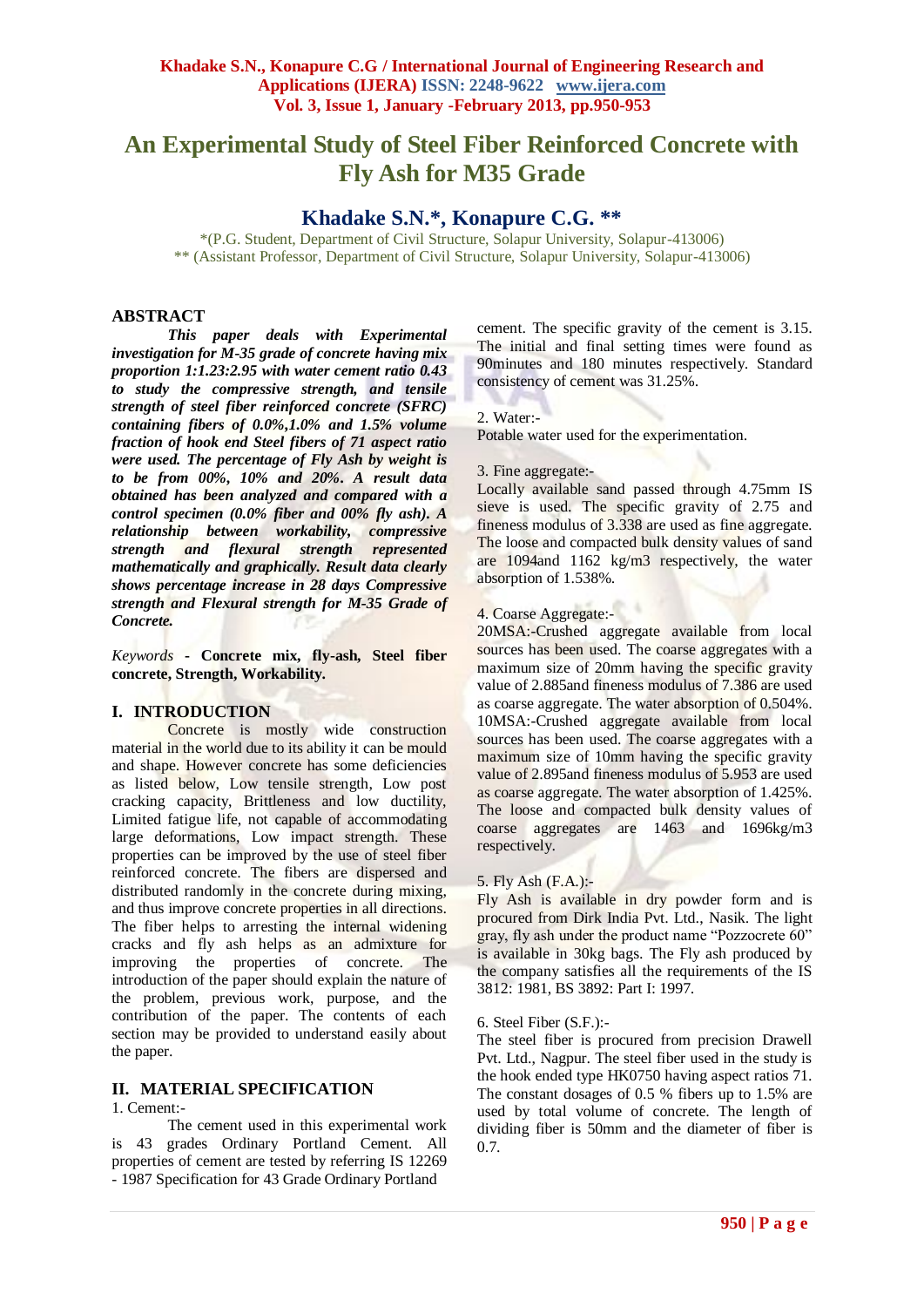# An Experimental Study of Steel Fiber Reinforced Concrete with Fly Ash for M35 Grade

## Khadake S.N.*, Konapure C.G. **

*(P.G. Student, Department of Civil Structure, Solapur University, Solapur-413006)
** (Assistant Professor, Department of Civil Structure, Solapur University, Solapur-413006)

## ABSTRACT

***This paper deals with Experimental investigation for M-35 grade of concrete having mix proportion 1:1.23:2.95 with water cement ratio 0.43 to study the compressive strength, and tensile strength of steel fiber reinforced concrete (SFRC) containing fibers of 0.0%,1.0% and 1.5% volume fraction of hook end Steel fibers of 71 aspect ratio were used. The percentage of Fly Ash by weight is to be from 00%, 10% and 20%. A result data obtained has been analyzed and compared with a control specimen (0.0% fiber and 00% fly ash). A relationship between workability, compressive strength and flexural strength represented mathematically and graphically. Result data clearly shows percentage increase in 28 days Compressive strength and Flexural strength for M-35 Grade of Concrete.***

*Keywords* - **Concrete mix, fly-ash, Steel fiber concrete, Strength, Workability.**

## I. INTRODUCTION

Concrete is mostly wide construction material in the world due to its ability it can be mould and shape. However concrete has some deficiencies as listed below, Low tensile strength, Low post cracking capacity, Brittleness and low ductility, Limited fatigue life, not capable of accommodating large deformations, Low impact strength. These properties can be improved by the use of steel fiber reinforced concrete. The fibers are dispersed and distributed randomly in the concrete during mixing, and thus improve concrete properties in all directions. The fiber helps to arresting the internal widening cracks and fly ash helps as an admixture for improving the properties of concrete. The introduction of the paper should explain the nature of the problem, previous work, purpose, and the contribution of the paper. The contents of each section may be provided to understand easily about the paper.

## II. MATERIAL SPECIFICATION

1. Cement:-

The cement used in this experimental work is 43 grades Ordinary Portland Cement. All properties of cement are tested by referring IS 12269 - 1987 Specification for 43 Grade Ordinary Portland cement. The specific gravity of the cement is 3.15. The initial and final setting times were found as 90minutes and 180 minutes respectively. Standard consistency of cement was 31.25%.

2. Water:-

Potable water used for the experimentation.

3. Fine aggregate:-

Locally available sand passed through 4.75mm IS sieve is used. The specific gravity of 2.75 and fineness modulus of 3.338 are used as fine aggregate. The loose and compacted bulk density values of sand are 1094and 1162 kg/m3 respectively, the water absorption of 1.538%.

4. Coarse Aggregate:-

20MSA:-Crushed aggregate available from local sources has been used. The coarse aggregates with a maximum size of 20mm having the specific gravity value of 2.885and fineness modulus of 7.386 are used as coarse aggregate. The water absorption of 0.504%.
10MSA:-Crushed aggregate available from local sources has been used. The coarse aggregates with a maximum size of 10mm having the specific gravity value of 2.895and fineness modulus of 5.953 are used as coarse aggregate. The water absorption of 1.425%. The loose and compacted bulk density values of coarse aggregates are 1463 and 1696kg/m3 respectively.

5. Fly Ash (F.A.):-

Fly Ash is available in dry powder form and is procured from Dirk India Pvt. Ltd., Nasik. The light gray, fly ash under the product name "Pozzocrete 60" is available in 30kg bags. The Fly ash produced by the company satisfies all the requirements of the IS 3812: 1981, BS 3892: Part I: 1997.

6. Steel Fiber (S.F.):-

The steel fiber is procured from precision Drawell Pvt. Ltd., Nagpur. The steel fiber used in the study is the hook ended type HK0750 having aspect ratios 71. The constant dosages of 0.5 % fibers up to 1.5% are used by total volume of concrete. The length of dividing fiber is 50mm and the diameter of fiber is 0.7.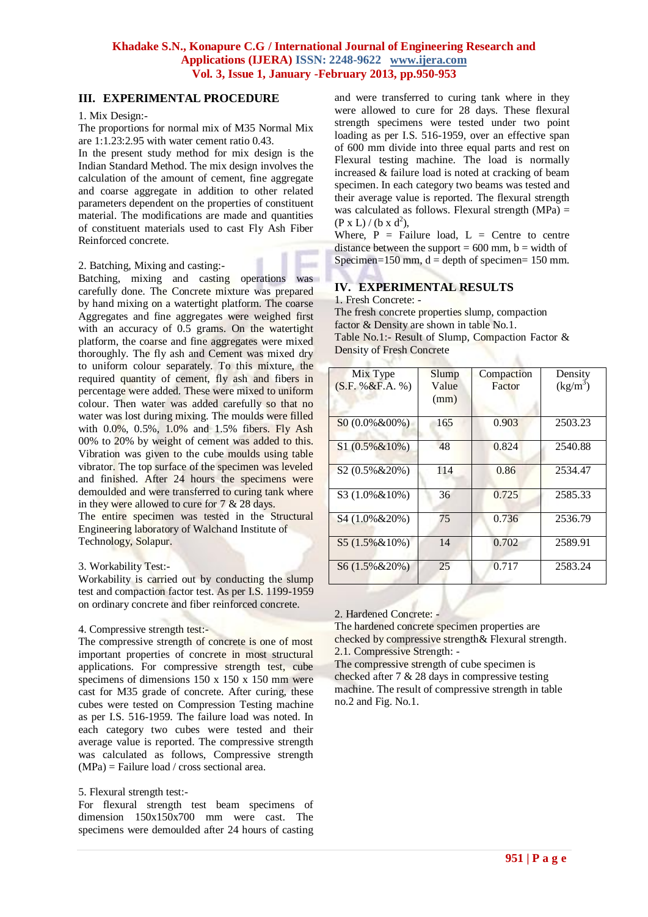## III. EXPERIMENTAL PROCEDURE

1. Mix Design:-

The proportions for normal mix of M35 Normal Mix are 1:1.23:2.95 with water cement ratio 0.43.

In the present study method for mix design is the Indian Standard Method. The mix design involves the calculation of the amount of cement, fine aggregate and coarse aggregate in addition to other related parameters dependent on the properties of constituent material. The modifications are made and quantities of constituent materials used to cast Fly Ash Fiber Reinforced concrete.

2. Batching, Mixing and casting:-

Batching, mixing and casting operations was carefully done. The Concrete mixture was prepared by hand mixing on a watertight platform. The coarse Aggregates and fine aggregates were weighed first with an accuracy of 0.5 grams. On the watertight platform, the coarse and fine aggregates were mixed thoroughly. The fly ash and Cement was mixed dry to uniform colour separately. To this mixture, the required quantity of cement, fly ash and fibers in percentage were added. These were mixed to uniform colour. Then water was added carefully so that no water was lost during mixing. The moulds were filled with 0.0%, 0.5%, 1.0% and 1.5% fibers. Fly Ash 00% to 20% by weight of cement was added to this. Vibration was given to the cube moulds using table vibrator. The top surface of the specimen was leveled and finished. After 24 hours the specimens were demoulded and were transferred to curing tank where in they were allowed to cure for 7 & 28 days.

The entire specimen was tested in the Structural Engineering laboratory of Walchand Institute of Technology, Solapur.

3. Workability Test:-

Workability is carried out by conducting the slump test and compaction factor test. As per I.S. 1199-1959 on ordinary concrete and fiber reinforced concrete.

4. Compressive strength test:-

The compressive strength of concrete is one of most important properties of concrete in most structural applications. For compressive strength test, cube specimens of dimensions 150 x 150 x 150 mm were cast for M35 grade of concrete. After curing, these cubes were tested on Compression Testing machine as per I.S. 516-1959. The failure load was noted. In each category two cubes were tested and their average value is reported. The compressive strength was calculated as follows, Compressive strength (MPa) = Failure load / cross sectional area.

5. Flexural strength test:-

For flexural strength test beam specimens of dimension 150x150x700 mm were cast. The specimens were demoulded after 24 hours of casting and were transferred to curing tank where in they were allowed to cure for 28 days. These flexural strength specimens were tested under two point loading as per I.S. 516-1959, over an effective span of 600 mm divide into three equal parts and rest on Flexural testing machine. The load is normally increased & failure load is noted at cracking of beam specimen. In each category two beams was tested and their average value is reported. The flexural strength was calculated as follows. Flexural strength (MPa) = $(P \times L) / (b \times d^2)$,

Where, P = Failure load, L = Centre to centre distance between the support = 600 mm, b = width of Specimen=150 mm, d = depth of specimen= 150 mm.

## IV. EXPERIMENTAL RESULTS

1. Fresh Concrete: -

The fresh concrete properties slump, compaction factor & Density are shown in table No.1.

Table No.1:- Result of Slump, Compaction Factor & Density of Fresh Concrete

| Mix Type (S.F. %&F.A. %) | Slump Value (mm) | Compaction Factor | Density (kg/m$^3$) |
|---|---|---|---|
| S0 (0.0%&00%) | 165 | 0.903 | 2503.23 |
| S1 (0.5%&10%) | 48 | 0.824 | 2540.88 |
| S2 (0.5%&20%) | 114 | 0.86 | 2534.47 |
| S3 (1.0%&10%) | 36 | 0.725 | 2585.33 |
| S4 (1.0%&20%) | 75 | 0.736 | 2536.79 |
| S5 (1.5%&10%) | 14 | 0.702 | 2589.91 |
| S6 (1.5%&20%) | 25 | 0.717 | 2583.24 |

2. Hardened Concrete: -

The hardened concrete specimen properties are checked by compressive strength& Flexural strength.

2.1. Compressive Strength: -

The compressive strength of cube specimen is checked after 7 & 28 days in compressive testing machine. The result of compressive strength in table no.2 and Fig. No.1.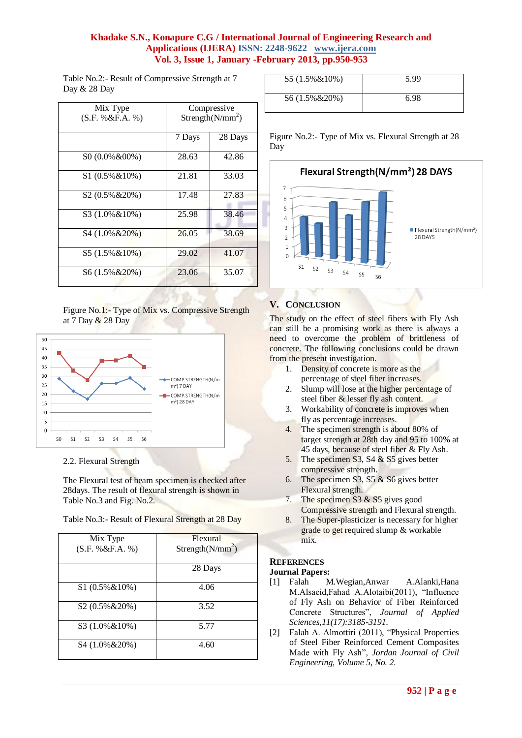Table No.2:- Result of Compressive Strength at 7 Day & 28 Day

| Mix Type (S.F. %&F.A. %) | Compressive Strength(N/mm$^2$) | |
|---|---|---|
| | 7 Days | 28 Days |
| S0 (0.0%&00%) | 28.63 | 42.86 |
| S1 (0.5%&10%) | 21.81 | 33.03 |
| S2 (0.5%&20%) | 17.48 | 27.83 |
| S3 (1.0%&10%) | 25.98 | 38.46 |
| S4 (1.0%&20%) | 26.05 | 38.69 |
| S5 (1.5%&10%) | 29.02 | 41.07 |
| S6 (1.5%&20%) | 23.06 | 35.07 |

Figure No.1:- Type of Mix vs. Compressive Strength at 7 Day & 28 Day

### 2.2. Flexural Strength

The Flexural test of beam specimen is checked after 28days. The result of flexural strength is shown in Table No.3 and Fig. No.2.

Table No.3:- Result of Flexural Strength at 28 Day

| Mix Type (S.F. %&F.A. %) | Flexural Strength(N/mm$^2$) |
|---|---|
| | 28 Days |
| S1 (0.5%&10%) | 4.06 |
| S2 (0.5%&20%) | 3.52 |
| S3 (1.0%&10%) | 5.77 |
| S4 (1.0%&20%) | 4.60 |
| S5 (1.5%&10%) | 5.99 |
| S6 (1.5%&20%) | 6.98 |

Figure No.2:- Type of Mix vs. Flexural Strength at 28 Day

## V. Conclusion

The study on the effect of steel fibers with Fly Ash can still be a promising work as there is always a need to overcome the problem of brittleness of concrete. The following conclusions could be drawn from the present investigation.

1. Density of concrete is more as the percentage of steel fiber increases.
2. Slump will lose at the higher percentage of steel fiber & lesser fly ash content.
3. Workability of concrete is improves when fly as percentage increases.
4. The specimen strength is about 80% of target strength at 28th day and 95 to 100% at 45 days, because of steel fiber & Fly Ash.
5. The specimen S3, S4 & S5 gives better compressive strength.
6. The specimen S3, S5 & S6 gives better Flexural strength.
7. The specimen S3 & S5 gives good Compressive strength and Flexural strength.
8. The Super-plasticizer is necessary for higher grade to get required slump & workable mix.

## References

**Journal Papers:**

[1] Falah M.Wegian,Anwar A.Alanki,Hana M.Alsaeid,Fahad A.Alotaibi(2011), "Influence of Fly Ash on Behavior of Fiber Reinforced Concrete Structures", *Journal of Applied Sciences,11(17):3185-3191.*

[2] Falah A. Almottiri (2011), "Physical Properties of Steel Fiber Reinforced Cement Composites Made with Fly Ash", *Jordan Journal of Civil Engineering, Volume 5, No. 2.*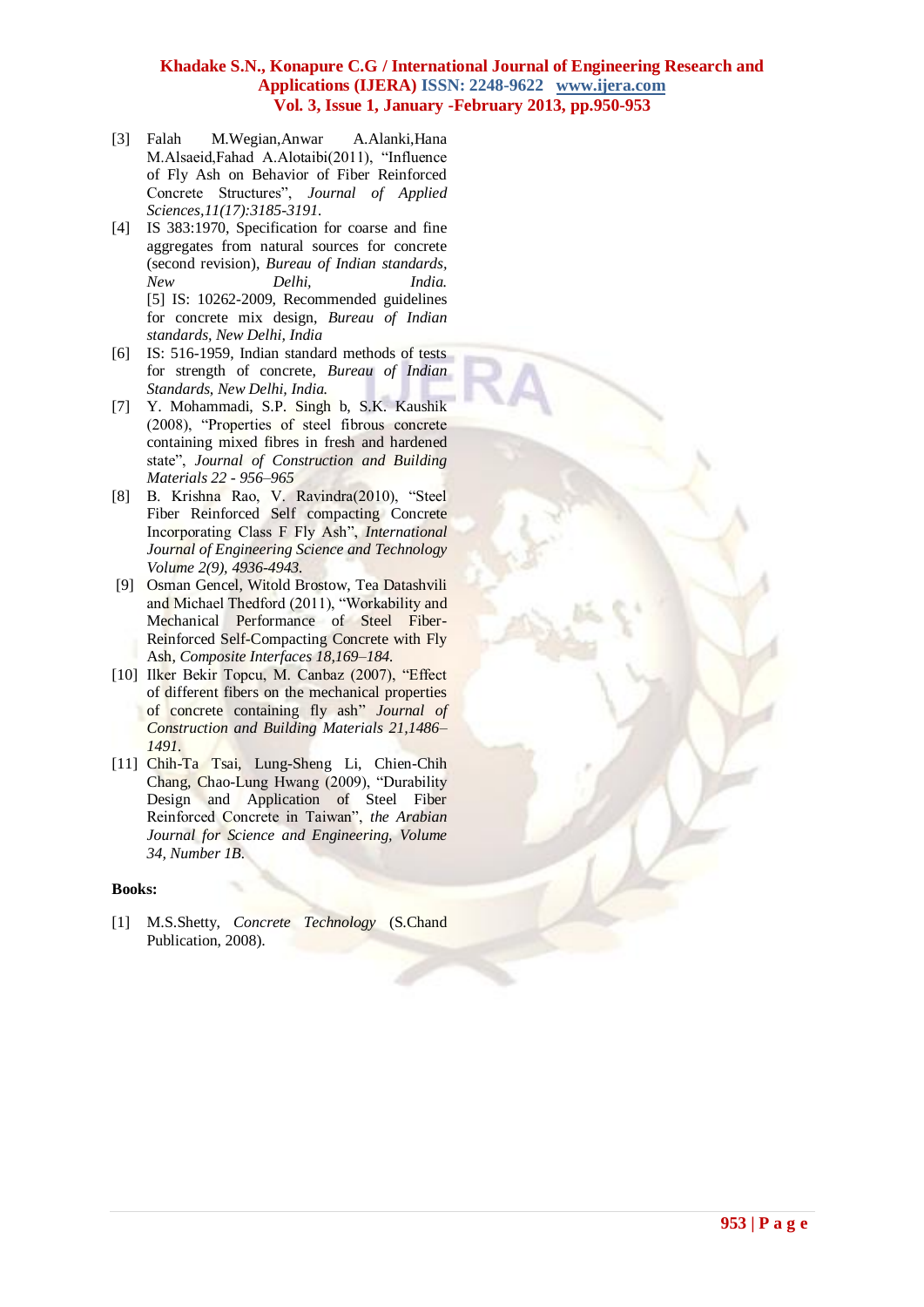[3] Falah M.Wegian,Anwar A.Alanki,Hana M.Alsaeid,Fahad A.Alotaibi(2011), "Influence of Fly Ash on Behavior of Fiber Reinforced Concrete Structures", *Journal of Applied Sciences,11(17):3185-3191.*

[4] IS 383:1970, Specification for coarse and fine aggregates from natural sources for concrete (second revision), *Bureau of Indian standards, New Delhi, India.*

[5] IS: 10262-2009, Recommended guidelines for concrete mix design, *Bureau of Indian standards, New Delhi, India*

[6] IS: 516-1959, Indian standard methods of tests for strength of concrete, *Bureau of Indian Standards, New Delhi, India.*

[7] Y. Mohammadi, S.P. Singh b, S.K. Kaushik (2008), "Properties of steel fibrous concrete containing mixed fibres in fresh and hardened state", *Journal of Construction and Building Materials 22 - 956–965*

[8] B. Krishna Rao, V. Ravindra(2010), "Steel Fiber Reinforced Self compacting Concrete Incorporating Class F Fly Ash", *International Journal of Engineering Science and Technology Volume 2(9), 4936-4943.*

[9] Osman Gencel, Witold Brostow, Tea Datashvili and Michael Thedford (2011), "Workability and Mechanical Performance of Steel Fiber-Reinforced Self-Compacting Concrete with Fly Ash, *Composite Interfaces 18,169–184.*

[10] Ilker Bekir Topcu, M. Canbaz (2007), "Effect of different fibers on the mechanical properties of concrete containing fly ash" *Journal of Construction and Building Materials 21,1486–1491.*

[11] Chih-Ta Tsai, Lung-Sheng Li, Chien-Chih Chang, Chao-Lung Hwang (2009), "Durability Design and Application of Steel Fiber Reinforced Concrete in Taiwan", *the Arabian Journal for Science and Engineering, Volume 34, Number 1B.*

**Books:**

[1] M.S.Shetty, *Concrete Technology* (S.Chand Publication, 2008).